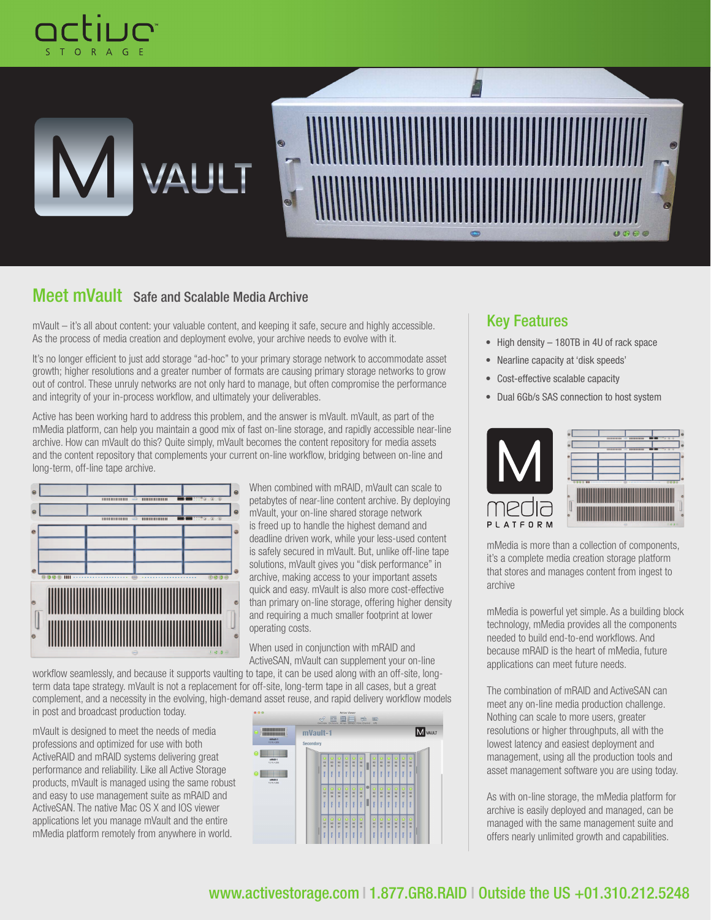# mVault

## Meet mVault Safe and Scalable Media Archive

mVault – it's all about content: your valuable content, and keeping it safe, secure and highly accessible. As the process of media creation and deployment evolve, your archive needs to evolve with it.

It's no longer efficient to just add storage "ad-hoc" to your primary storage network to accommodate asset growth; higher resolutions and a greater number of formats are causing primary storage networks to grow out of control. These unruly networks are not only hard to manage, but often compromise the performance and integrity of your in-process workflow, and ultimately your deliverables.

Active has been working hard to address this problem, and the answer is mVault. mVault, as part of the mMedia platform, can help you maintain a good mix of fast on-line storage, and rapidly accessible near-line archive. How can mVault do this? Quite simply, mVault becomes the content repository for media assets and the content repository that complements your current on-line workflow, bridging between on-line and long-term, off-line tape archive.

When combined with mRAID, mVault can scale to petabytes of near-line content archive. By deploying mVault, your on-line shared storage network is freed up to handle the highest demand and deadline driven work, while your less-used content is safely secured in mVault. But, unlike off-line tape solutions, mVault gives you "disk performance" in archive, making access to your important assets quick and easy. mVault is also more cost-effective than primary on-line storage, offering higher density and requiring a much smaller footprint at lower operating costs.

When used in conjunction with mRAID and ActiveSAN, mVault can supplement your on-line workflow seamlessly, and because it supports vaulting to tape, it can be used along with an off-site, long-term data tape strategy. mVault is not a replacement for off-site, long-term tape in all cases, but a great complement, and a necessity in the evolving, high-demand asset reuse, and rapid delivery workflow models in post and broadcast production today.

mVault is designed to meet the needs of media professionals and optimized for use with both ActiveRAID and mRAID systems delivering great performance and reliability. Like all Active Storage products, mVault is managed using the same robust and easy to use management suite as mRAID and ActiveSAN. The native Mac OS X and IOS viewer applications let you manage mVault and the entire mMedia platform remotely from anywhere in world.

## Key Features

- High density – 180TB in 4U of rack space
- Nearline capacity at 'disk speeds'
- Cost-effective scalable capacity
- Dual 6Gb/s SAS connection to host system

mMedia is more than a collection of components, it's a complete media creation storage platform that stores and manages content from ingest to archive

mMedia is powerful yet simple. As a building block technology, mMedia provides all the components needed to build end-to-end workflows. And because mRAID is the heart of mMedia, future applications can meet future needs.

The combination of mRAID and ActiveSAN can meet any on-line media production challenge. Nothing can scale to more users, greater resolutions or higher throughputs, all with the lowest latency and easiest deployment and management, using all the production tools and asset management software you are using today.

As with on-line storage, the mMedia platform for archive is easily deployed and managed, can be managed with the same management suite and offers nearly unlimited growth and capabilities.

www.activestorage.com | 1.877.GR8.RAID | Outside the US +01.310.212.5248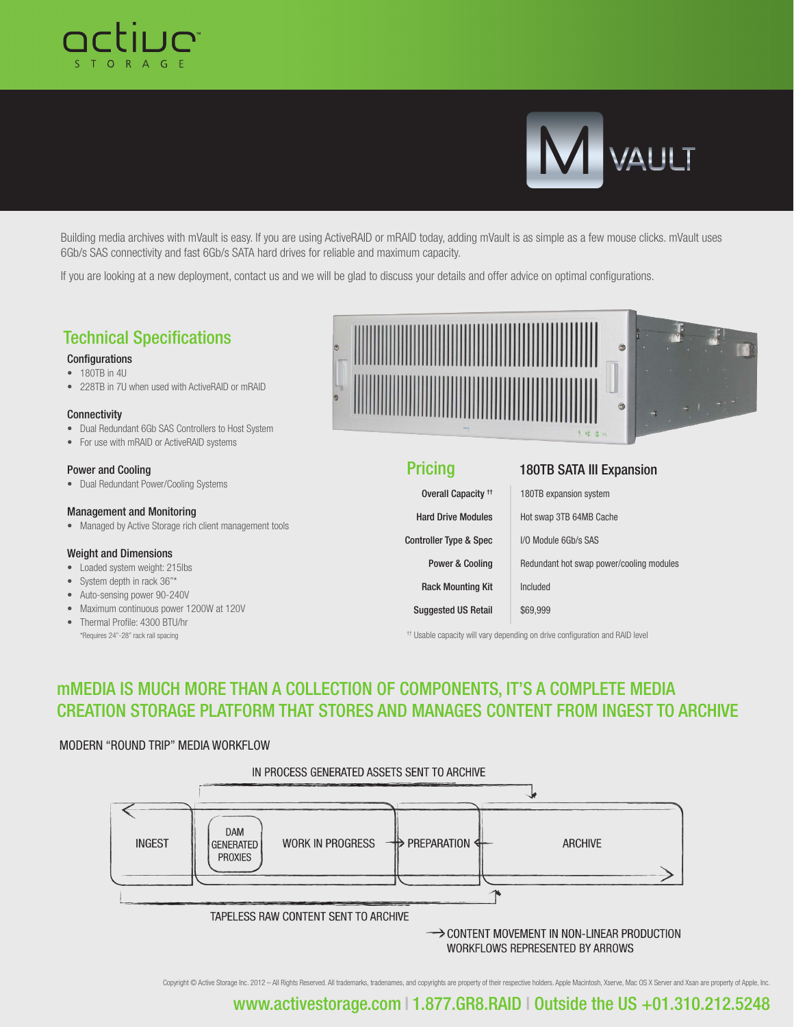# mVAULT

Building media archives with mVault is easy. If you are using ActiveRAID or mRAID today, adding mVault is as simple as a few mouse clicks. mVault uses 6Gb/s SAS connectivity and fast 6Gb/s SATA hard drives for reliable and maximum capacity.

If you are looking at a new deployment, contact us and we will be glad to discuss your details and offer advice on optimal configurations.

## Technical Specifications

### Configurations

- 180TB in 4U
- 228TB in 7U when used with ActiveRAID or mRAID

### Connectivity

- Dual Redundant 6Gb SAS Controllers to Host System
- For use with mRAID or ActiveRAID systems

### Power and Cooling

- Dual Redundant Power/Cooling Systems

### Management and Monitoring

- Managed by Active Storage rich client management tools

### Weight and Dimensions

- Loaded system weight: 215lbs
- System depth in rack 36"*
- Auto-sensing power 90-240V
- Maximum continuous power 1200W at 120V
- Thermal Profile: 4300 BTU/hr

*Requires 24"-28" rack rail spacing

## Pricing

| | 180TB SATA III Expansion |
|---|---|
| Overall Capacity †† | 180TB expansion system |
| Hard Drive Modules | Hot swap 3TB 64MB Cache |
| Controller Type & Spec | I/O Module 6Gb/s SAS |
| Power & Cooling | Redundant hot swap power/cooling modules |
| Rack Mounting Kit | Included |
| Suggested US Retail | $69,999 |

†† Usable capacity will vary depending on drive configuration and RAID level

## mMEDIA IS MUCH MORE THAN A COLLECTION OF COMPONENTS, IT'S A COMPLETE MEDIA CREATION STORAGE PLATFORM THAT STORES AND MANAGES CONTENT FROM INGEST TO ARCHIVE

MODERN "ROUND TRIP" MEDIA WORKFLOW

IN PROCESS GENERATED ASSETS SENT TO ARCHIVE

INGEST

DAM GENERATED PROXIES

WORK IN PROGRESS

PREPARATION

ARCHIVE

TAPELESS RAW CONTENT SENT TO ARCHIVE

→ CONTENT MOVEMENT IN NON-LINEAR PRODUCTION WORKFLOWS REPRESENTED BY ARROWS

Copyright © Active Storage Inc. 2012 – All Rights Reserved. All trademarks, tradenames, and copyrights are property of their respective holders. Apple Macintosh, Xserve, Mac OS X Server and Xsan are property of Apple, Inc.

www.activestorage.com | 1.877.GR8.RAID | Outside the US +01.310.212.5248